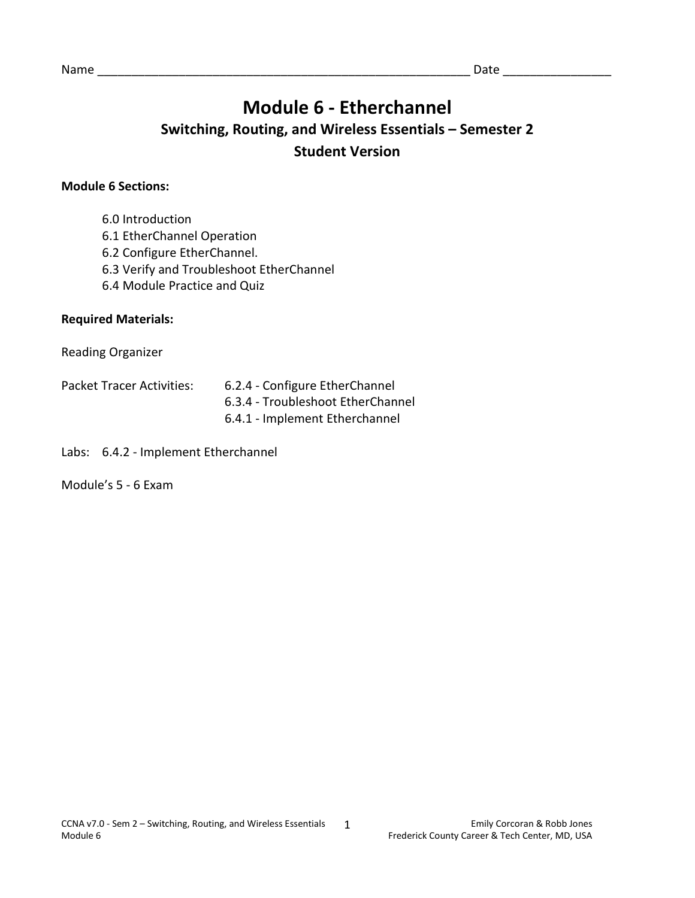Name ________________________________________________________ Date _______________

# Module 6 - Etherchannel

## Switching, Routing, and Wireless Essentials – Semester 2

## Student Version

**Module 6 Sections:**

- 6.0 Introduction
- 6.1 EtherChannel Operation
- 6.2 Configure EtherChannel.
- 6.3 Verify and Troubleshoot EtherChannel
- 6.4 Module Practice and Quiz

**Required Materials:**

Reading Organizer

Packet Tracer Activities:
- 6.2.4 - Configure EtherChannel
- 6.3.4 - Troubleshoot EtherChannel
- 6.4.1 - Implement Etherchannel

Labs: 6.4.2 - Implement Etherchannel

Module's 5 - 6 Exam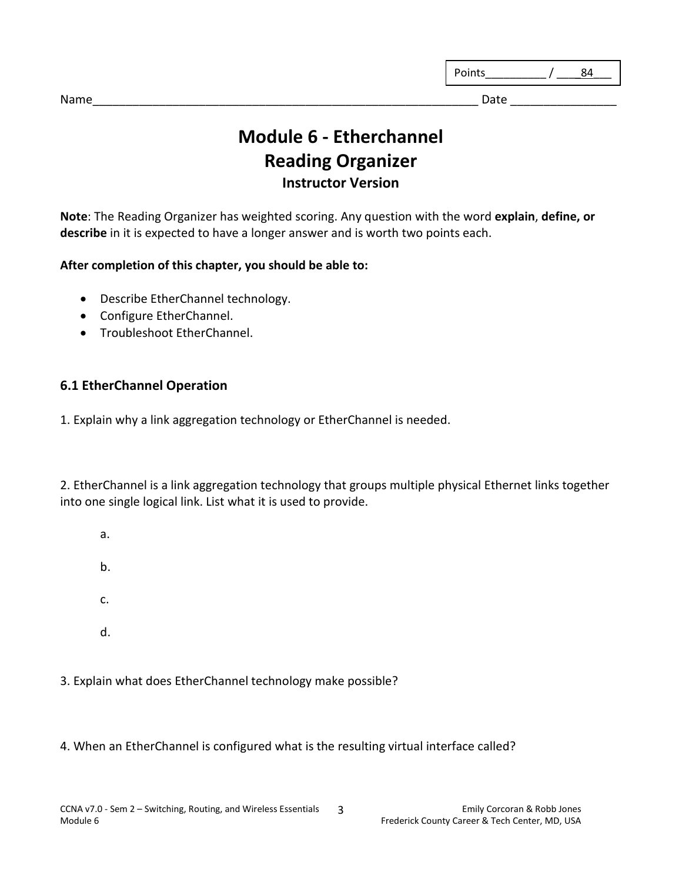Points__________ / ____84___

Name____________________________________________________________ Date ________________

# Module 6 - Etherchannel
# Reading Organizer
### Instructor Version

**Note**: The Reading Organizer has weighted scoring. Any question with the word **explain**, **define, or describe** in it is expected to have a longer answer and is worth two points each.

**After completion of this chapter, you should be able to:**

- Describe EtherChannel technology.
- Configure EtherChannel.
- Troubleshoot EtherChannel.

## 6.1 EtherChannel Operation

1. Explain why a link aggregation technology or EtherChannel is needed.

2. EtherChannel is a link aggregation technology that groups multiple physical Ethernet links together into one single logical link. List what it is used to provide.

a.

b.

c.

d.

3. Explain what does EtherChannel technology make possible?

4. When an EtherChannel is configured what is the resulting virtual interface called?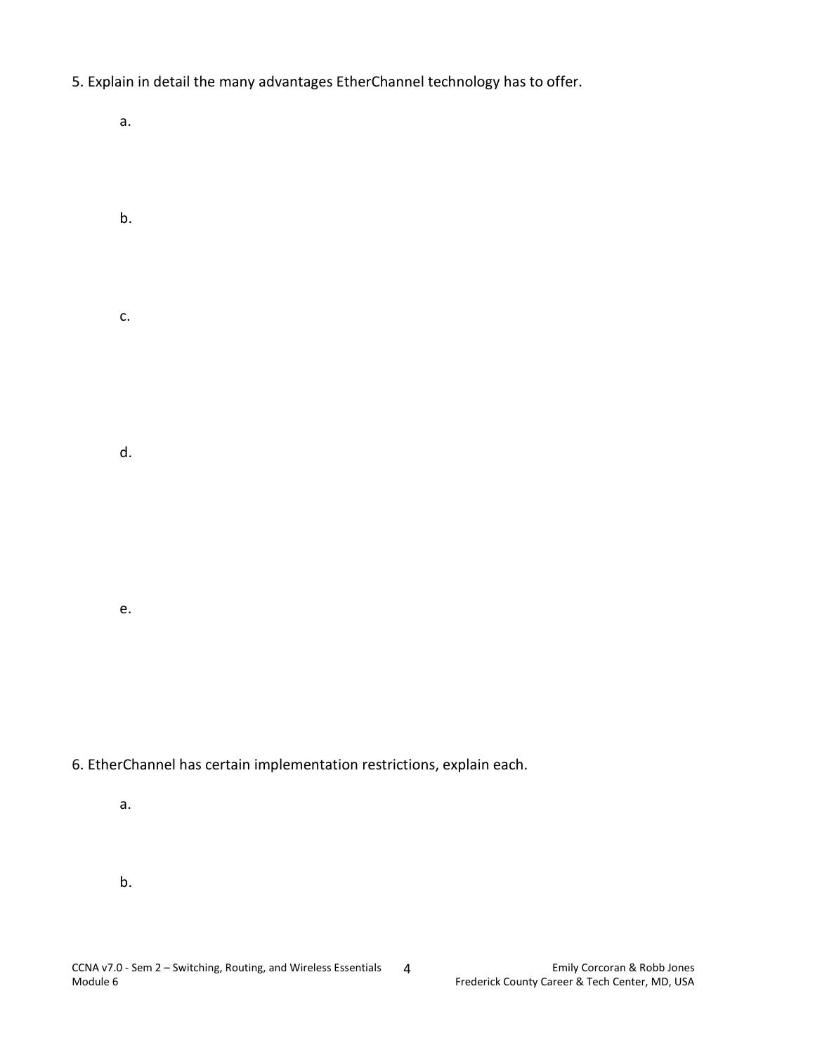5. Explain in detail the many advantages EtherChannel technology has to offer.

a.

b.

c.

d.

e.

6. EtherChannel has certain implementation restrictions, explain each.

a.

b.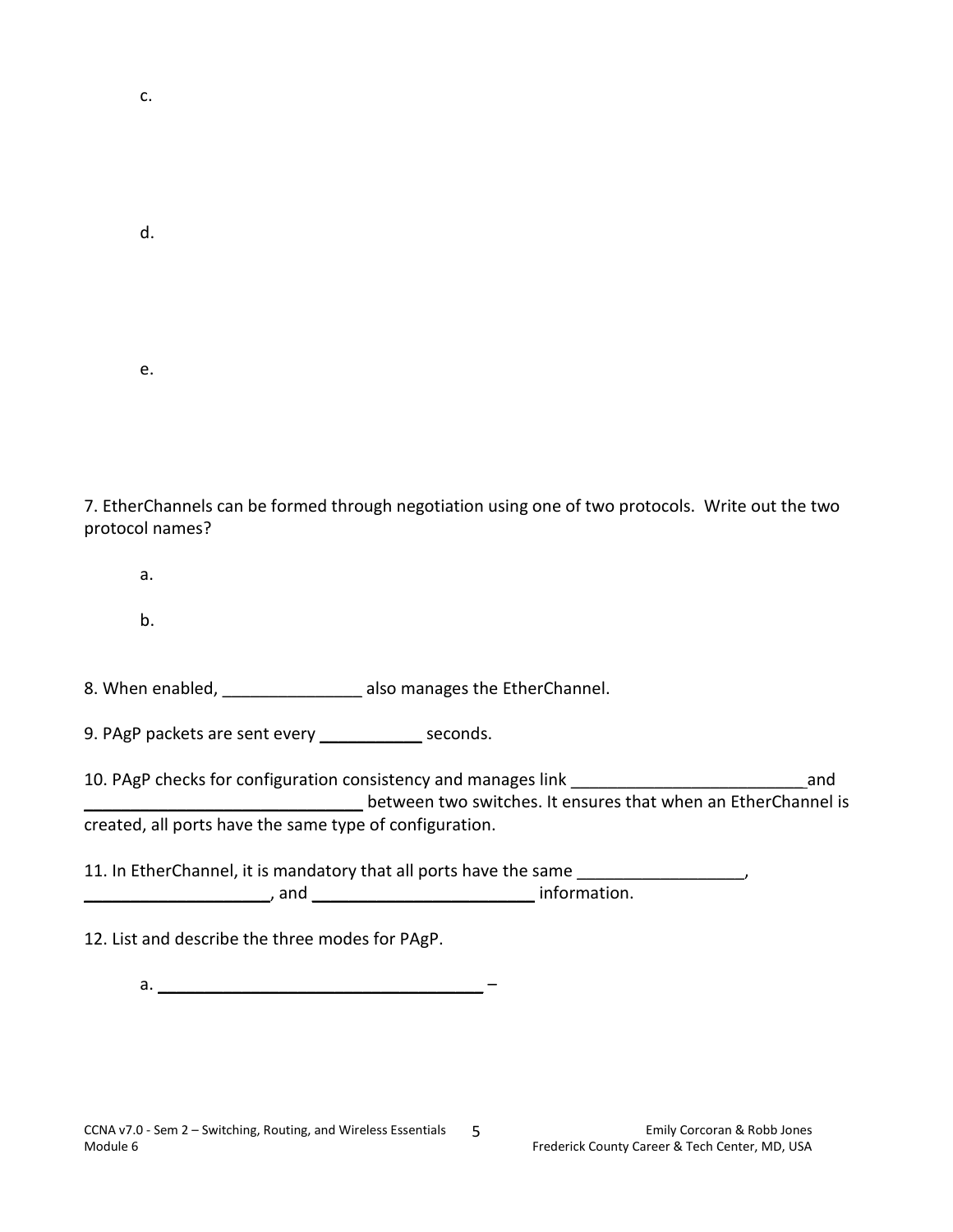c.

d.

e.

7. EtherChannels can be formed through negotiation using one of two protocols. Write out the two protocol names?

a.

b.

8. When enabled, _______________ also manages the EtherChannel.

9. PAgP packets are sent every ___________ seconds.

10. PAgP checks for configuration consistency and manages link _________________________ and _____________________________ between two switches. It ensures that when an EtherChannel is created, all ports have the same type of configuration.

11. In EtherChannel, it is mandatory that all ports have the same _________________, ____________________, and ________________________ information.

12. List and describe the three modes for PAgP.

a. ____________________________________ –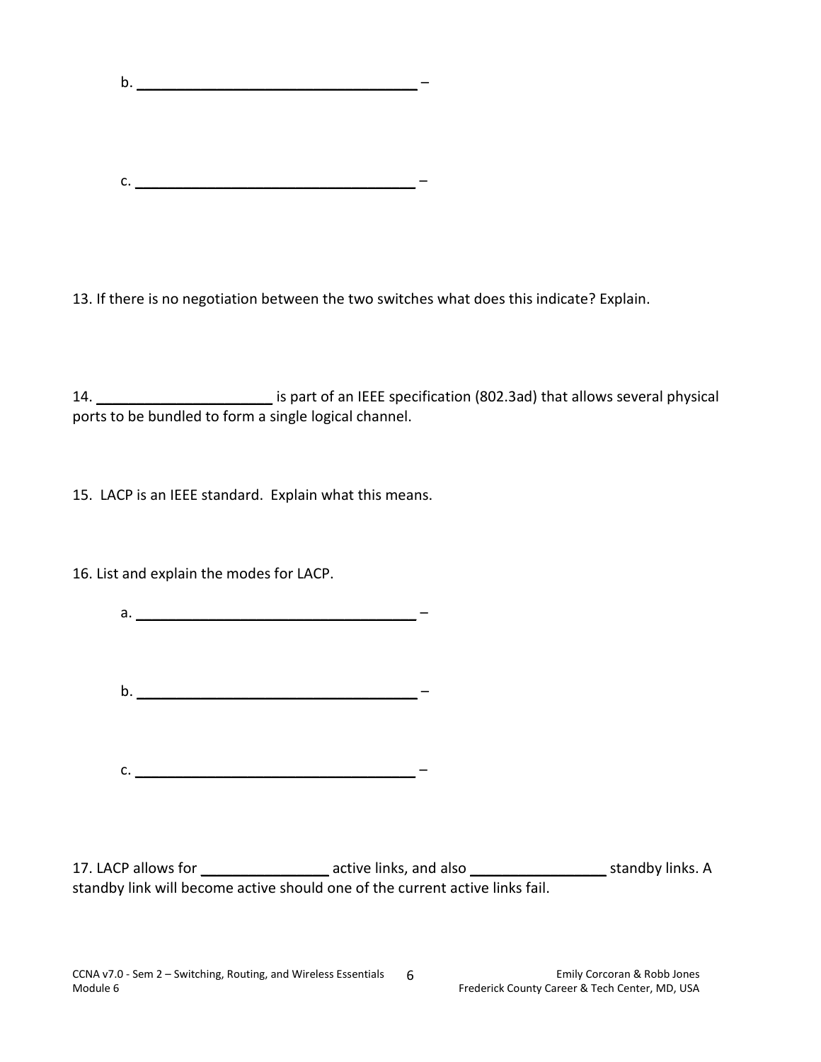b. ___________________________________ –

c. ___________________________________ –

13. If there is no negotiation between the two switches what does this indicate? Explain.

14. ____________________ is part of an IEEE specification (802.3ad) that allows several physical ports to be bundled to form a single logical channel.

15. LACP is an IEEE standard. Explain what this means.

16. List and explain the modes for LACP.

a. ___________________________________ –

b. ___________________________________ –

c. ___________________________________ –

17. LACP allows for _______________ active links, and also ________________ standby links. A standby link will become active should one of the current active links fail.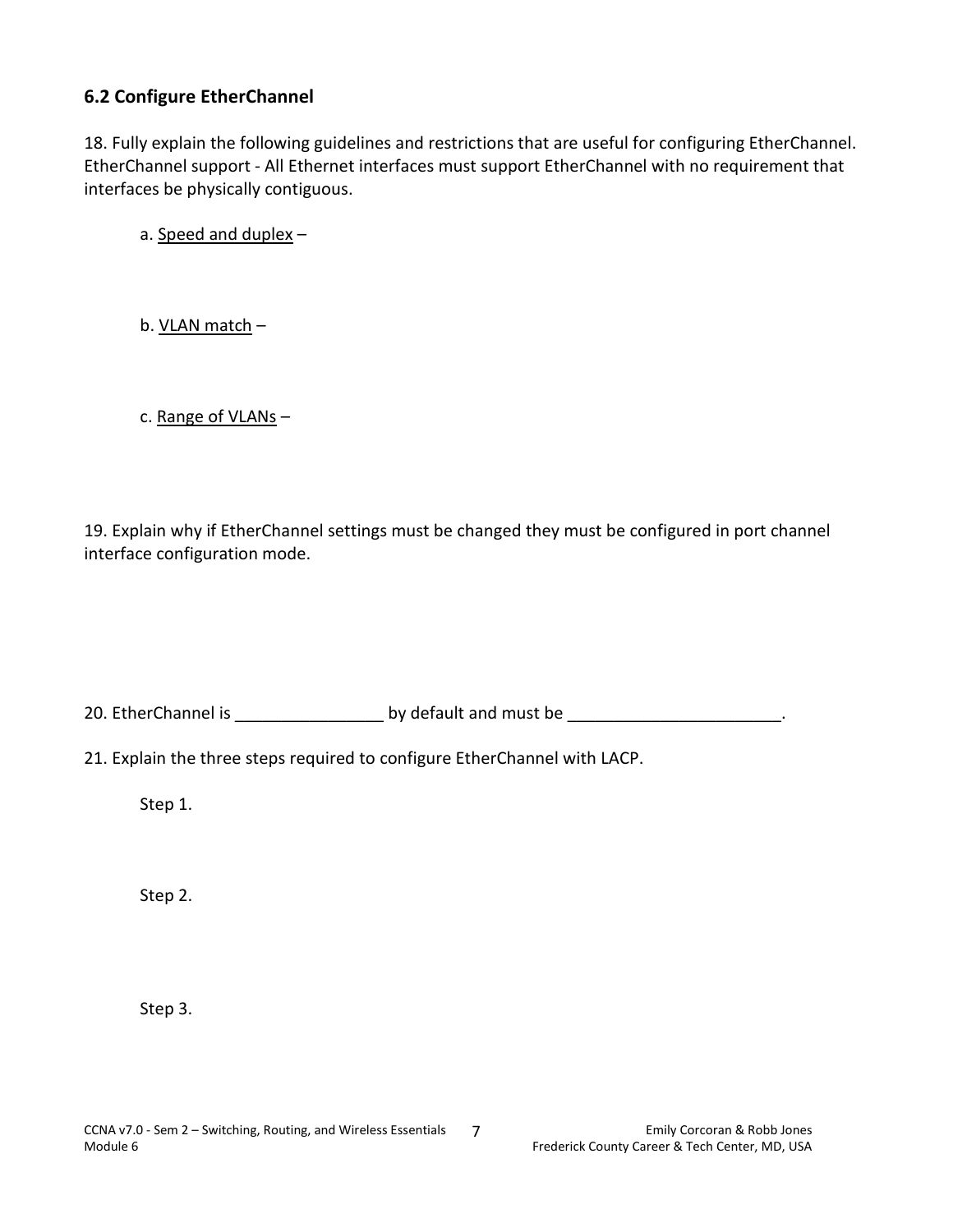## 6.2 Configure EtherChannel

18. Fully explain the following guidelines and restrictions that are useful for configuring EtherChannel. EtherChannel support - All Ethernet interfaces must support EtherChannel with no requirement that interfaces be physically contiguous.

a. <u>Speed and duplex</u> –

b. <u>VLAN match</u> –

c. <u>Range of VLANs</u> –

19. Explain why if EtherChannel settings must be changed they must be configured in port channel interface configuration mode.

20. EtherChannel is ________________ by default and must be _______________________.

21. Explain the three steps required to configure EtherChannel with LACP.

Step 1.

Step 2.

Step 3.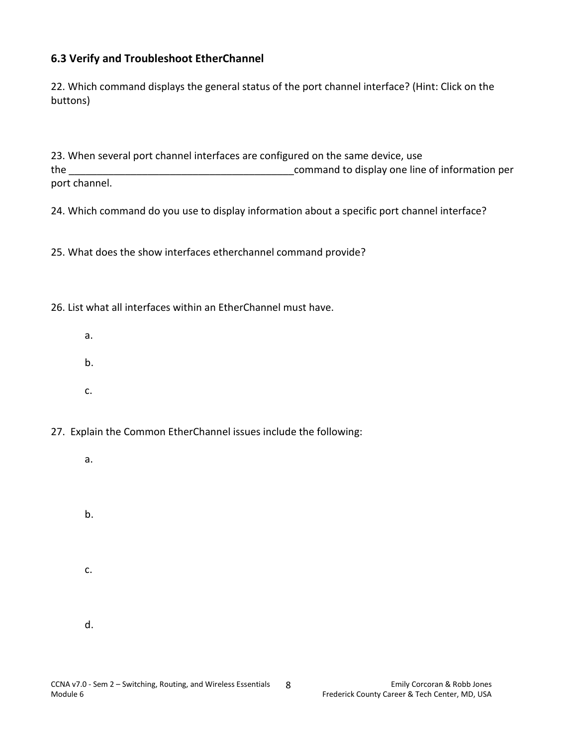### 6.3 Verify and Troubleshoot EtherChannel

22. Which command displays the general status of the port channel interface? (Hint: Click on the buttons)

23. When several port channel interfaces are configured on the same device, use the ________________________________________command to display one line of information per port channel.

24. Which command do you use to display information about a specific port channel interface?

25. What does the show interfaces etherchannel command provide?

26. List what all interfaces within an EtherChannel must have.

a.

b.

c.

27. Explain the Common EtherChannel issues include the following:

a.

b.

c.

d.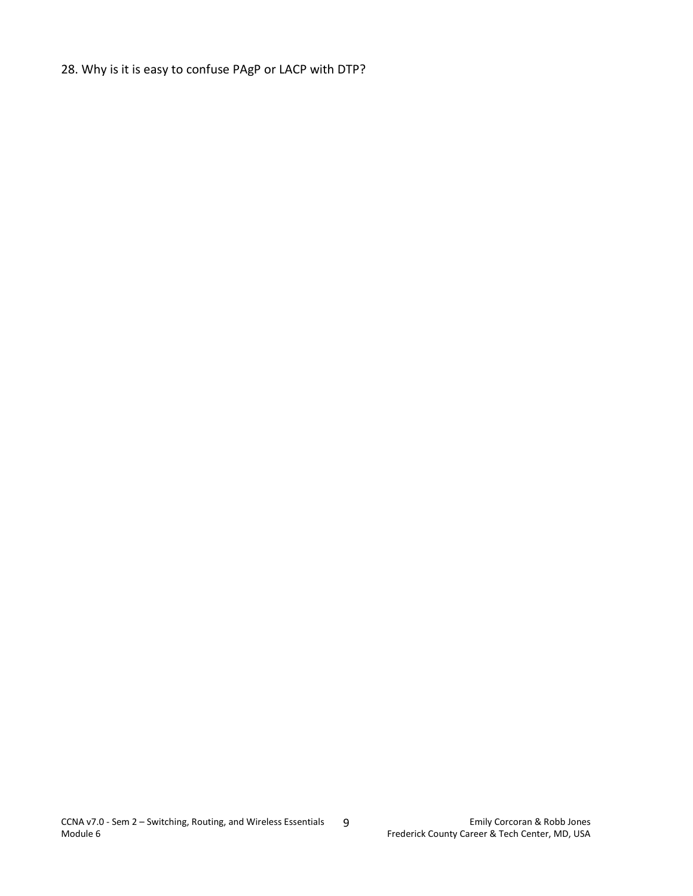28. Why is it is easy to confuse PAgP or LACP with DTP?